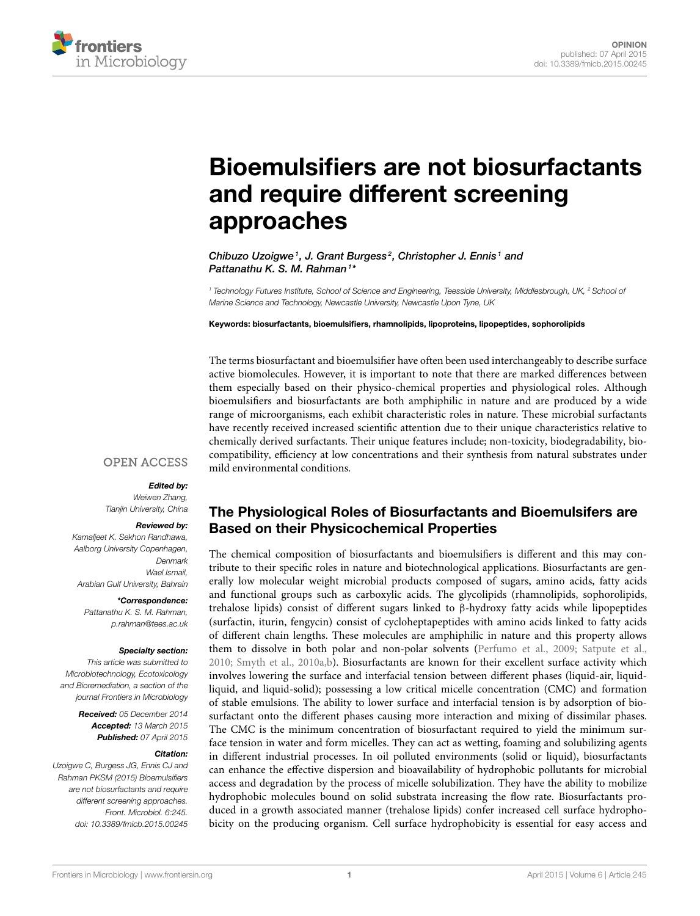OPINION
published: 07 April 2015
doi: 10.3389/fmicb.2015.00245

# Bioemulsifiers are not biosurfactants and require different screening approaches

*Chibuzo Uzoigwe[1], J. Grant Burgess[2], Christopher J. Ennis[1] and Pattanathu K. S. M. Rahman[1]**

[1] Technology Futures Institute, School of Science and Engineering, Teesside University, Middlesbrough, UK, [2] School of Marine Science and Technology, Newcastle University, Newcastle Upon Tyne, UK

**Keywords: biosurfactants, bioemulsifiers, rhamnolipids, lipoproteins, lipopeptides, sophorolipids**

OPEN ACCESS

***Edited by:***
*Weiwen Zhang, Tianjin University, China*

***Reviewed by:***
*Kamaljeet K. Sekhon Randhawa, Aalborg University Copenhagen, Denmark*
*Wael Ismail, Arabian Gulf University, Bahrain*

***\*Correspondence:***
*Pattanathu K. S. M. Rahman, p.rahman@tees.ac.uk*

***Specialty section:***
*This article was submitted to Microbiotechnology, Ecotoxicology and Bioremediation, a section of the journal Frontiers in Microbiology*

***Received:*** *05 December 2014*
***Accepted:*** *13 March 2015*
***Published:*** *07 April 2015*

***Citation:***
*Uzoigwe C, Burgess JG, Ennis CJ and Rahman PKSM (2015) Bioemulsifiers are not biosurfactants and require different screening approaches. Front. Microbiol. 6:245. doi: 10.3389/fmicb.2015.00245*

The terms biosurfactant and bioemulsifier have often been used interchangeably to describe surface active biomolecules. However, it is important to note that there are marked differences between them especially based on their physico-chemical properties and physiological roles. Although bioemulsifiers and biosurfactants are both amphiphilic in nature and are produced by a wide range of microorganisms, each exhibit characteristic roles in nature. These microbial surfactants have recently received increased scientific attention due to their unique characteristics relative to chemically derived surfactants. Their unique features include; non-toxicity, biodegradability, biocompatibility, efficiency at low concentrations and their synthesis from natural substrates under mild environmental conditions.

## The Physiological Roles of Biosurfactants and Bioemulsifers are Based on their Physicochemical Properties

The chemical composition of biosurfactants and bioemulsifiers is different and this may contribute to their specific roles in nature and biotechnological applications. Biosurfactants are generally low molecular weight microbial products composed of sugars, amino acids, fatty acids and functional groups such as carboxylic acids. The glycolipids (rhamnolipids, sophorolipids, trehalose lipids) consist of different sugars linked to β-hydroxy fatty acids while lipopeptides (surfactin, iturin, fengycin) consist of cycloheptapeptides with amino acids linked to fatty acids of different chain lengths. These molecules are amphiphilic in nature and this property allows them to dissolve in both polar and non-polar solvents (Perfumo et al., 2009; Satpute et al., 2010; Smyth et al., 2010a,b). Biosurfactants are known for their excellent surface activity which involves lowering the surface and interfacial tension between different phases (liquid-air, liquid-liquid, and liquid-solid); possessing a low critical micelle concentration (CMC) and formation of stable emulsions. The ability to lower surface and interfacial tension is by adsorption of biosurfactant onto the different phases causing more interaction and mixing of dissimilar phases. The CMC is the minimum concentration of biosurfactant required to yield the minimum surface tension in water and form micelles. They can act as wetting, foaming and solubilizing agents in different industrial processes. In oil polluted environments (solid or liquid), biosurfactants can enhance the effective dispersion and bioavailability of hydrophobic pollutants for microbial access and degradation by the process of micelle solubilization. They have the ability to mobilize hydrophobic molecules bound on solid substrata increasing the flow rate. Biosurfactants produced in a growth associated manner (trehalose lipids) confer increased cell surface hydrophobicity on the producing organism. Cell surface hydrophobicity is essential for easy access and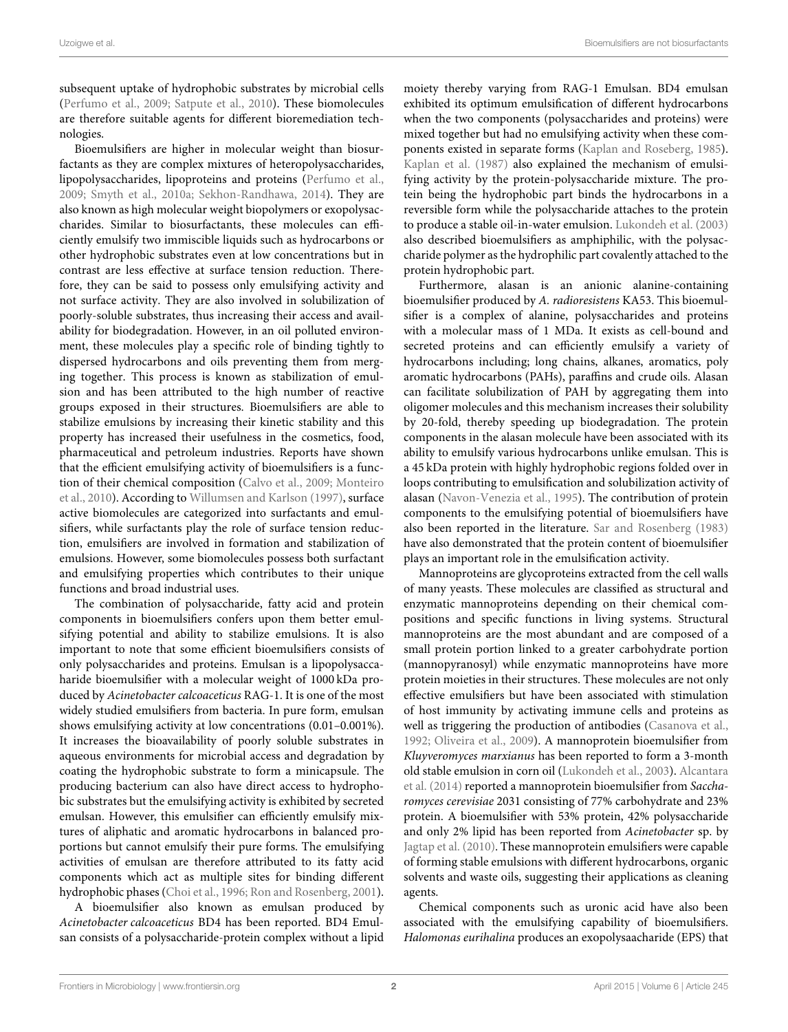subsequent uptake of hydrophobic substrates by microbial cells (Perfumo et al., 2009; Satpute et al., 2010). These biomolecules are therefore suitable agents for different bioremediation technologies.

Bioemulsifiers are higher in molecular weight than biosurfactants as they are complex mixtures of heteropolysaccharides, lipopolysaccharides, lipoproteins and proteins (Perfumo et al., 2009; Smyth et al., 2010a; Sekhon-Randhawa, 2014). They are also known as high molecular weight biopolymers or exopolysaccharides. Similar to biosurfactants, these molecules can efficiently emulsify two immiscible liquids such as hydrocarbons or other hydrophobic substrates even at low concentrations but in contrast are less effective at surface tension reduction. Therefore, they can be said to possess only emulsifying activity and not surface activity. They are also involved in solubilization of poorly-soluble substrates, thus increasing their access and availability for biodegradation. However, in an oil polluted environment, these molecules play a specific role of binding tightly to dispersed hydrocarbons and oils preventing them from merging together. This process is known as stabilization of emulsion and has been attributed to the high number of reactive groups exposed in their structures. Bioemulsifiers are able to stabilize emulsions by increasing their kinetic stability and this property has increased their usefulness in the cosmetics, food, pharmaceutical and petroleum industries. Reports have shown that the efficient emulsifying activity of bioemulsifiers is a function of their chemical composition (Calvo et al., 2009; Monteiro et al., 2010). According to Willumsen and Karlson (1997), surface active biomolecules are categorized into surfactants and emulsifiers, while surfactants play the role of surface tension reduction, emulsifiers are involved in formation and stabilization of emulsions. However, some biomolecules possess both surfactant and emulsifying properties which contributes to their unique functions and broad industrial uses.

The combination of polysaccharide, fatty acid and protein components in bioemulsifiers confers upon them better emulsifying potential and ability to stabilize emulsions. It is also important to note that some efficient bioemulsifiers consists of only polysaccharides and proteins. Emulsan is a lipopolysaccaharide bioemulsifier with a molecular weight of 1000 kDa produced by *Acinetobacter calcoaceticus* RAG-1. It is one of the most widely studied emulsifiers from bacteria. In pure form, emulsan shows emulsifying activity at low concentrations (0.01–0.001%). It increases the bioavailability of poorly soluble substrates in aqueous environments for microbial access and degradation by coating the hydrophobic substrate to form a minicapsule. The producing bacterium can also have direct access to hydrophobic substrates but the emulsifying activity is exhibited by secreted emulsan. However, this emulsifier can efficiently emulsify mixtures of aliphatic and aromatic hydrocarbons in balanced proportions but cannot emulsify their pure forms. The emulsifying activities of emulsan are therefore attributed to its fatty acid components which act as multiple sites for binding different hydrophobic phases (Choi et al., 1996; Ron and Rosenberg, 2001).

A bioemulsifier also known as emulsan produced by *Acinetobacter calcoaceticus* BD4 has been reported. BD4 Emulsan consists of a polysaccharide-protein complex without a lipid moiety thereby varying from RAG-1 Emulsan. BD4 emulsan exhibited its optimum emulsification of different hydrocarbons when the two components (polysaccharides and proteins) were mixed together but had no emulsifying activity when these components existed in separate forms (Kaplan and Roseberg, 1985). Kaplan et al. (1987) also explained the mechanism of emulsifying activity by the protein-polysaccharide mixture. The protein being the hydrophobic part binds the hydrocarbons in a reversible form while the polysaccharide attaches to the protein to produce a stable oil-in-water emulsion. Lukondeh et al. (2003) also described bioemulsifiers as amphiphilic, with the polysaccharide polymer as the hydrophilic part covalently attached to the protein hydrophobic part.

Furthermore, alasan is an anionic alanine-containing bioemulsifier produced by *A. radioresistens* KA53. This bioemulsifier is a complex of alanine, polysaccharides and proteins with a molecular mass of 1 MDa. It exists as cell-bound and secreted proteins and can efficiently emulsify a variety of hydrocarbons including; long chains, alkanes, aromatics, poly aromatic hydrocarbons (PAHs), paraffins and crude oils. Alasan can facilitate solubilization of PAH by aggregating them into oligomer molecules and this mechanism increases their solubility by 20-fold, thereby speeding up biodegradation. The protein components in the alasan molecule have been associated with its ability to emulsify various hydrocarbons unlike emulsan. This is a 45 kDa protein with highly hydrophobic regions folded over in loops contributing to emulsification and solubilization activity of alasan (Navon-Venezia et al., 1995). The contribution of protein components to the emulsifying potential of bioemulsifiers have also been reported in the literature. Sar and Rosenberg (1983) have also demonstrated that the protein content of bioemulsifier plays an important role in the emulsification activity.

Mannoproteins are glycoproteins extracted from the cell walls of many yeasts. These molecules are classified as structural and enzymatic mannoproteins depending on their chemical compositions and specific functions in living systems. Structural mannoproteins are the most abundant and are composed of a small protein portion linked to a greater carbohydrate portion (mannopyranosyl) while enzymatic mannoproteins have more protein moieties in their structures. These molecules are not only effective emulsifiers but have been associated with stimulation of host immunity by activating immune cells and proteins as well as triggering the production of antibodies (Casanova et al., 1992; Oliveira et al., 2009). A mannoprotein bioemulsifier from *Kluyveromyces marxianus* has been reported to form a 3-month old stable emulsion in corn oil (Lukondeh et al., 2003). Alcantara et al. (2014) reported a mannoprotein bioemulsifier from *Saccharomyces cerevisiae* 2031 consisting of 77% carbohydrate and 23% protein. A bioemulsifier with 53% protein, 42% polysaccharide and only 2% lipid has been reported from *Acinetobacter* sp. by Jagtap et al. (2010). These mannoprotein emulsifiers were capable of forming stable emulsions with different hydrocarbons, organic solvents and waste oils, suggesting their applications as cleaning agents.

Chemical components such as uronic acid have also been associated with the emulsifying capability of bioemulsifiers. *Halomonas eurihalina* produces an exopolysaacharide (EPS) that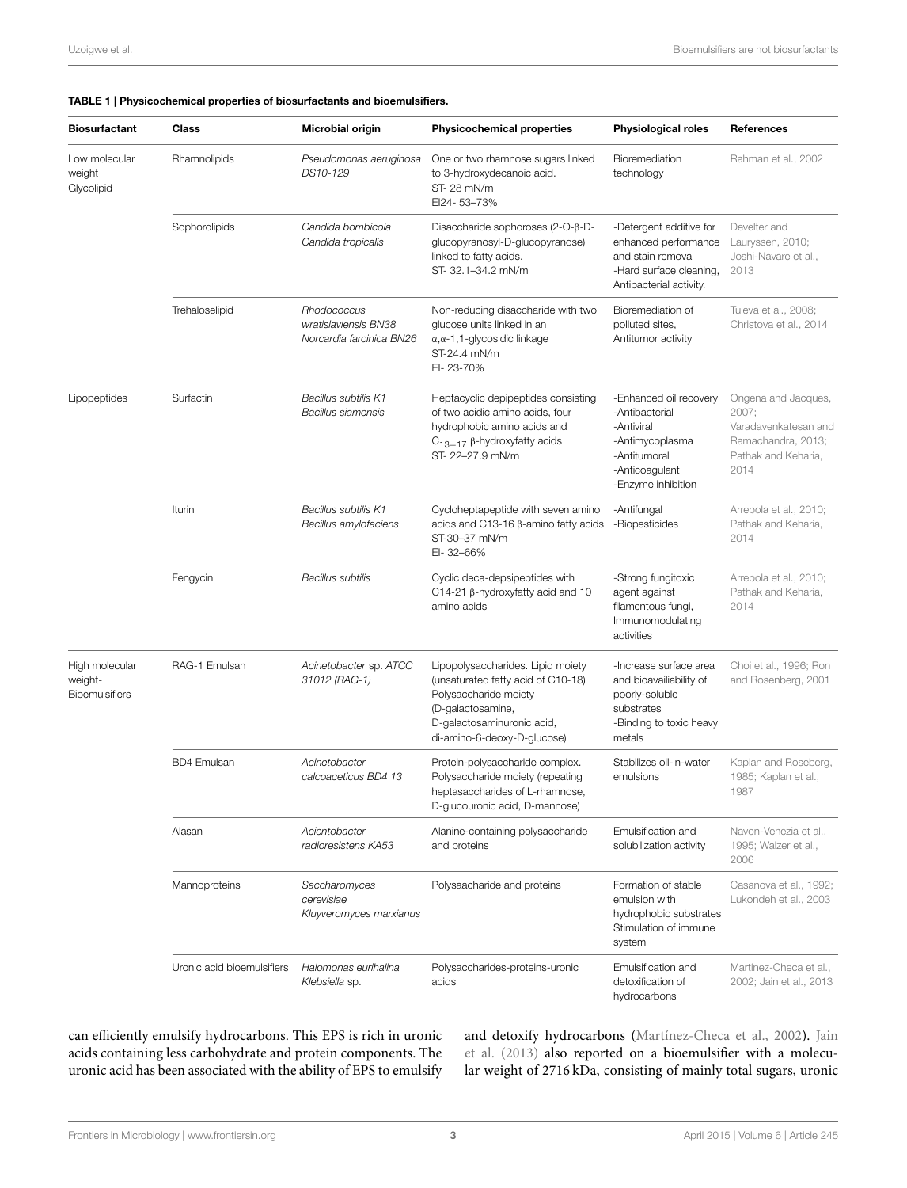**TABLE 1 | Physicochemical properties of biosurfactants and bioemulsifiers.**

| Biosurfactant | Class | Microbial origin | Physicochemical properties | Physiological roles | References |
|---|---|---|---|---|---|
| Low molecular weight Glycolipid | Rhamnolipids | *Pseudomonas aeruginosa DS10-129* | One or two rhamnose sugars linked to 3-hydroxydecanoic acid.<br>ST- 28 mN/m<br>EI24- 53–73% | Bioremediation technology | Rahman et al., 2002 |
| | Sophorolipids | *Candida bombicola*<br>*Candida tropicalis* | Disaccharide sophoroses (2-O-β-D-glucopyranosyl-D-glucopyranose) linked to fatty acids.<br>ST- 32.1–34.2 mN/m | -Detergent additive for enhanced performance and stain removal<br>-Hard surface cleaning, Antibacterial activity. | Develter and Lauryssen, 2010; Joshi-Navare et al., 2013 |
| | Trehaloselipid | *Rhodococcus wratislaviensis BN38*<br>*Norcardia farcinica BN26* | Non-reducing disaccharide with two glucose units linked in an α,α-1,1-glycosidic linkage<br>ST-24.4 mN/m<br>EI- 23-70% | Bioremediation of polluted sites, Antitumor activity | Tuleva et al., 2008; Christova et al., 2014 |
| Lipopeptides | Surfactin | *Bacillus subtilis K1*<br>*Bacillus siamensis* | Heptacyclic depipeptides consisting of two acidic amino acids, four hydrophobic amino acids and $C_{13-17}$ β-hydroxyfatty acids<br>ST- 22–27.9 mN/m | -Enhanced oil recovery<br>-Antibacterial<br>-Antiviral<br>-Antimycoplasma<br>-Antitumoral<br>-Anticoagulant<br>-Enzyme inhibition | Ongena and Jacques, 2007; Varadavenkatesan and Ramachandra, 2013; Pathak and Keharia, 2014 |
| | Iturin | *Bacillus subtilis K1*<br>*Bacillus amylofaciens* | Cycloheptapeptide with seven amino acids and C13-16 β-amino fatty acids<br>ST-30–37 mN/m<br>EI- 32–66% | -Antifungal<br>-Biopesticides | Arrebola et al., 2010; Pathak and Keharia, 2014 |
| | Fengycin | *Bacillus subtilis* | Cyclic deca-depsipeptides with C14-21 β-hydroxyfatty acid and 10 amino acids | -Strong fungitoxic agent against filamentous fungi, Immunomodulating activities | Arrebola et al., 2010; Pathak and Keharia, 2014 |
| High molecular weight-Bioemulsifiers | RAG-1 Emulsan | *Acinetobacter* sp. *ATCC 31012 (RAG-1)* | Lipopolysaccharides. Lipid moiety (unsaturated fatty acid of C10-18) Polysaccharide moiety (D-galactosamine, D-galactosaminuronic acid, di-amino-6-deoxy-D-glucose) | -Increase surface area and bioavailiability of poorly-soluble substrates<br>-Binding to toxic heavy metals | Choi et al., 1996; Ron and Rosenberg, 2001 |
| | BD4 Emulsan | *Acinetobacter calcoaceticus BD4 13* | Protein-polysaccharide complex. Polysaccharide moiety (repeating heptasaccharides of L-rhamnose, D-glucouronic acid, D-mannose) | Stabilizes oil-in-water emulsions | Kaplan and Roseberg, 1985; Kaplan et al., 1987 |
| | Alasan | *Acientobacter radioresistens KA53* | Alanine-containing polysaccharide and proteins | Emulsification and solubilization activity | Navon-Venezia et al., 1995; Walzer et al., 2006 |
| | Mannoproteins | *Saccharomyces cerevisiae*<br>*Kluyveromyces marxianus* | Polysaacharide and proteins | Formation of stable emulsion with hydrophobic substrates Stimulation of immune system | Casanova et al., 1992; Lukondeh et al., 2003 |
| | Uronic acid bioemulsifiers | *Halomonas eurihalina*<br>*Klebsiella* sp. | Polysaccharides-proteins-uronic acids | Emulsification and detoxification of hydrocarbons | Martínez-Checa et al., 2002; Jain et al., 2013 |

can efficiently emulsify hydrocarbons. This EPS is rich in uronic acids containing less carbohydrate and protein components. The uronic acid has been associated with the ability of EPS to emulsify and detoxify hydrocarbons (Martínez-Checa et al., 2002). Jain et al. (2013) also reported on a bioemulsifier with a molecular weight of 2716 kDa, consisting of mainly total sugars, uronic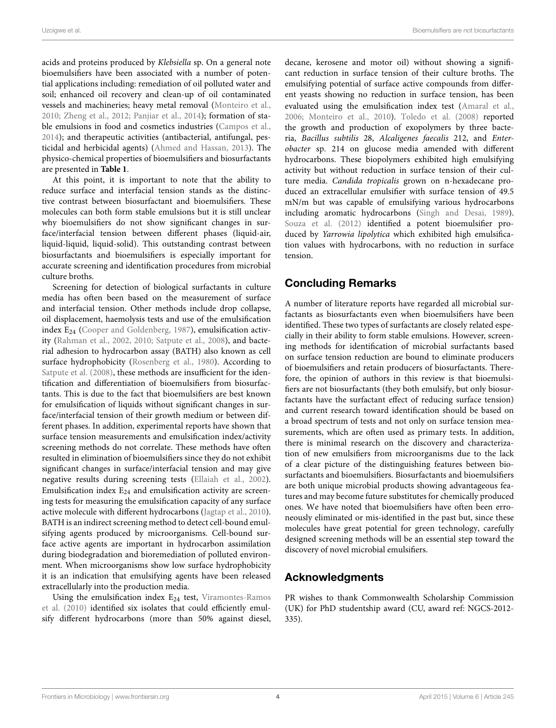acids and proteins produced by *Klebsiella* sp. On a general note bioemulsifiers have been associated with a number of potential applications including: remediation of oil polluted water and soil; enhanced oil recovery and clean-up of oil contaminated vessels and machineries; heavy metal removal (Monteiro et al., 2010; Zheng et al., 2012; Panjiar et al., 2014); formation of stable emulsions in food and cosmetics industries (Campos et al., 2014); and therapeutic activities (antibacterial, antifungal, pesticidal and herbicidal agents) (Ahmed and Hassan, 2013). The physico-chemical properties of bioemulsifiers and biosurfactants are presented in **Table 1**.

At this point, it is important to note that the ability to reduce surface and interfacial tension stands as the distinctive contrast between biosurfactant and bioemulsifiers. These molecules can both form stable emulsions but it is still unclear why bioemulsifiers do not show significant changes in surface/interfacial tension between different phases (liquid-air, liquid-liquid, liquid-solid). This outstanding contrast between biosurfactants and bioemulsifiers is especially important for accurate screening and identification procedures from microbial culture broths.

Screening for detection of biological surfactants in culture media has often been based on the measurement of surface and interfacial tension. Other methods include drop collapse, oil displacement, haemolysis tests and use of the emulsification index $E_{24}$ (Cooper and Goldenberg, 1987), emulsification activity (Rahman et al., 2002, 2010; Satpute et al., 2008), and bacterial adhesion to hydrocarbon assay (BATH) also known as cell surface hydrophobicity (Rosenberg et al., 1980). According to Satpute et al. (2008), these methods are insufficient for the identification and differentiation of bioemulsifiers from biosurfactants. This is due to the fact that bioemulsifiers are best known for emulsification of liquids without significant changes in surface/interfacial tension of their growth medium or between different phases. In addition, experimental reports have shown that surface tension measurements and emulsification index/activity screening methods do not correlate. These methods have often resulted in elimination of bioemulsifiers since they do not exhibit significant changes in surface/interfacial tension and may give negative results during screening tests (Ellaiah et al., 2002). Emulsification index $E_{24}$ and emulsification activity are screening tests for measuring the emulsification capacity of any surface active molecule with different hydrocarbons (Jagtap et al., 2010). BATH is an indirect screening method to detect cell-bound emulsifying agents produced by microorganisms. Cell-bound surface active agents are important in hydrocarbon assimilation during biodegradation and bioremediation of polluted environment. When microorganisms show low surface hydrophobicity it is an indication that emulsifying agents have been released extracellularly into the production media.

Using the emulsification index $E_{24}$ test, Viramontes-Ramos et al. (2010) identified six isolates that could efficiently emulsify different hydrocarbons (more than 50% against diesel, decane, kerosene and motor oil) without showing a significant reduction in surface tension of their culture broths. The emulsifying potential of surface active compounds from different yeasts showing no reduction in surface tension, has been evaluated using the emulsification index test (Amaral et al., 2006; Monteiro et al., 2010). Toledo et al. (2008) reported the growth and production of exopolymers by three bacteria, *Bacillus subtilis* 28, *Alcaligenes faecalis* 212, and *Enterobacter* sp. 214 on glucose media amended with different hydrocarbons. These biopolymers exhibited high emulsifying activity but without reduction in surface tension of their culture media. *Candida tropicalis* grown on n-hexadecane produced an extracellular emulsifier with surface tension of 49.5 mN/m but was capable of emulsifying various hydrocarbons including aromatic hydrocarbons (Singh and Desai, 1989). Souza et al. (2012) identified a potent bioemulsifier produced by *Yarrowia lipolytica* which exhibited high emulsification values with hydrocarbons, with no reduction in surface tension.

## Concluding Remarks

A number of literature reports have regarded all microbial surfactants as biosurfactants even when bioemulsifiers have been identified. These two types of surfactants are closely related especially in their ability to form stable emulsions. However, screening methods for identification of microbial surfactants based on surface tension reduction are bound to eliminate producers of bioemulsifiers and retain producers of biosurfactants. Therefore, the opinion of authors in this review is that bioemulsifiers are not biosurfactants (they both emulsify, but only biosurfactants have the surfactant effect of reducing surface tension) and current research toward identification should be based on a broad spectrum of tests and not only on surface tension measurements, which are often used as primary tests. In addition, there is minimal research on the discovery and characterization of new emulsifiers from microorganisms due to the lack of a clear picture of the distinguishing features between biosurfactants and bioemulsifiers. Biosurfactants and bioemulsifiers are both unique microbial products showing advantageous features and may become future substitutes for chemically produced ones. We have noted that bioemulsifiers have often been erroneously eliminated or mis-identified in the past but, since these molecules have great potential for green technology, carefully designed screening methods will be an essential step toward the discovery of novel microbial emulsifiers.

## Acknowledgments

PR wishes to thank Commonwealth Scholarship Commission (UK) for PhD studentship award (CU, award ref: NGCS-2012-335).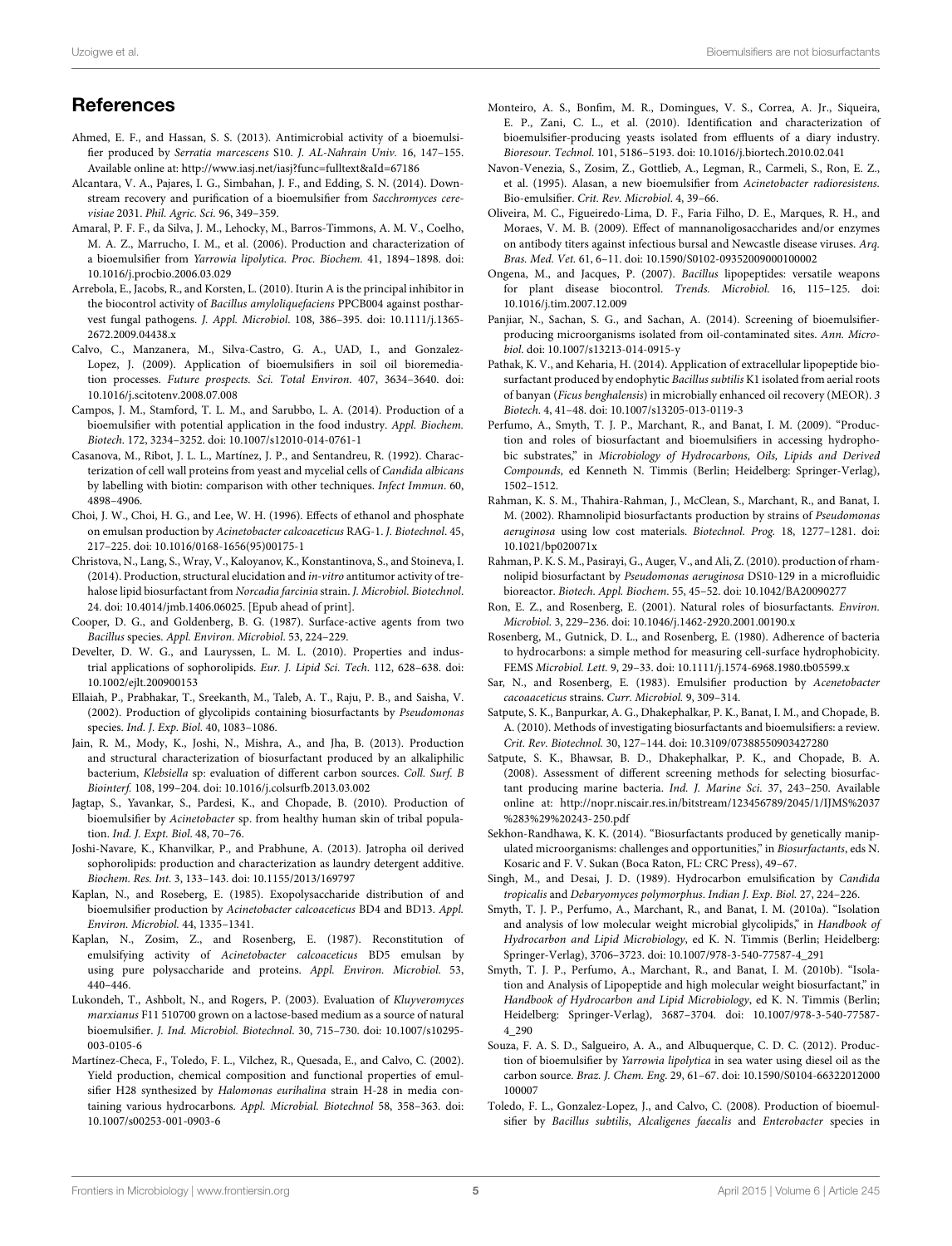## References

Ahmed, E. F., and Hassan, S. S. (2013). Antimicrobial activity of a bioemulsifier produced by *Serratia marcescens* S10. *J. AL-Nahrain Univ.* 16, 147–155. Available online at: http://www.iasj.net/iasj?func=fulltext&aId=67186

Alcantara, V. A., Pajares, I. G., Simbahan, J. F., and Edding, S. N. (2014). Downstream recovery and purification of a bioemulsifier from *Sacchromyces cerevisiae* 2031. *Phil. Agric. Sci.* 96, 349–359.

Amaral, P. F. F., da Silva, J. M., Lehocky, M., Barros-Timmons, A. M. V., Coelho, M. A. Z., Marrucho, I. M., et al. (2006). Production and characterization of a bioemulsifier from *Yarrowia lipolytica. Proc. Biochem.* 41, 1894–1898. doi: 10.1016/j.procbio.2006.03.029

Arrebola, E., Jacobs, R., and Korsten, L. (2010). Iturin A is the principal inhibitor in the biocontrol activity of *Bacillus amyloliquefaciens* PPCB004 against postharvest fungal pathogens. *J. Appl. Microbiol.* 108, 386–395. doi: 10.1111/j.1365-2672.2009.04438.x

Calvo, C., Manzanera, M., Silva-Castro, G. A., UAD, I., and Gonzalez-Lopez, J. (2009). Application of bioemulsifiers in soil oil bioremediation processes. *Future prospects. Sci. Total Environ.* 407, 3634–3640. doi: 10.1016/j.scitotenv.2008.07.008

Campos, J. M., Stamford, T. L. M., and Sarubbo, L. A. (2014). Production of a bioemulsifier with potential application in the food industry. *Appl. Biochem. Biotech.* 172, 3234–3252. doi: 10.1007/s12010-014-0761-1

Casanova, M., Ribot, J. L. L., Martínez, J. P., and Sentandreu, R. (1992). Characterization of cell wall proteins from yeast and mycelial cells of *Candida albicans* by labelling with biotin: comparison with other techniques. *Infect Immun.* 60, 4898–4906.

Choi, J. W., Choi, H. G., and Lee, W. H. (1996). Effects of ethanol and phosphate on emulsan production by *Acinetobacter calcoaceticus* RAG-1. *J. Biotechnol.* 45, 217–225. doi: 10.1016/0168-1656(95)00175-1

Christova, N., Lang, S., Wray, V., Kaloyanov, K., Konstantinova, S., and Stoineva, I. (2014). Production, structural elucidation and *in-vitro* antitumor activity of trehalose lipid biosurfactant from *Norcadia farcinia* strain. *J. Microbiol. Biotechnol.* 24. doi: 10.4014/jmb.1406.06025. [Epub ahead of print].

Cooper, D. G., and Goldenberg, B. G. (1987). Surface-active agents from two *Bacillus* species. *Appl. Environ. Microbiol.* 53, 224–229.

Develter, D. W. G., and Lauryssen, L. M. L. (2010). Properties and industrial applications of sophorolipids. *Eur. J. Lipid Sci. Tech.* 112, 628–638. doi: 10.1002/ejlt.200900153

Ellaiah, P., Prabhakar, T., Sreekanth, M., Taleb, A. T., Raju, P. B., and Saisha, V. (2002). Production of glycolipids containing biosurfactants by *Pseudomonas* species. *Ind. J. Exp. Biol.* 40, 1083–1086.

Jain, R. M., Mody, K., Joshi, N., Mishra, A., and Jha, B. (2013). Production and structural characterization of biosurfactant produced by an alkaliphilic bacterium, *Klebsiella* sp: evaluation of different carbon sources. *Coll. Surf. B Biointerf.* 108, 199–204. doi: 10.1016/j.colsurfb.2013.03.002

Jagtap, S., Yavankar, S., Pardesi, K., and Chopade, B. (2010). Production of bioemulsifier by *Acinetobacter* sp. from healthy human skin of tribal population. *Ind. J. Expt. Biol.* 48, 70–76.

Joshi-Navare, K., Khanvilkar, P., and Prabhune, A. (2013). Jatropha oil derived sophorolipids: production and characterization as laundry detergent additive. *Biochem. Res. Int.* 3, 133–143. doi: 10.1155/2013/169797

Kaplan, N., and Roseberg, E. (1985). Exopolysaccharide distribution of and bioemulsifier production by *Acinetobacter calcoaceticus* BD4 and BD13. *Appl. Environ. Microbiol.* 44, 1335–1341.

Kaplan, N., Zosim, Z., and Rosenberg, E. (1987). Reconstitution of emulsifying activity of *Acinetobacter calcoaceticus* BD5 emulsan by using pure polysaccharide and proteins. *Appl. Environ. Microbiol.* 53, 440–446.

Lukondeh, T., Ashbolt, N., and Rogers, P. (2003). Evaluation of *Kluyveromyces marxianus* F11 510700 grown on a lactose-based medium as a source of natural bioemulsifier. *J. Ind. Microbiol. Biotechnol.* 30, 715–730. doi: 10.1007/s10295-003-0105-6

Martínez-Checa, F., Toledo, F. L., Vilchez, R., Quesada, E., and Calvo, C. (2002). Yield production, chemical composition and functional properties of emulsifier H28 synthesized by *Halomonas eurihalina* strain H-28 in media containing various hydrocarbons. *Appl. Microbial. Biotechnol* 58, 358–363. doi: 10.1007/s00253-001-0903-6

Monteiro, A. S., Bonfim, M. R., Domingues, V. S., Correa, A. Jr., Siqueira, E. P., Zani, C. L., et al. (2010). Identification and characterization of bioemulsifier-producing yeasts isolated from effluents of a diary industry. *Bioresour. Technol.* 101, 5186–5193. doi: 10.1016/j.biortech.2010.02.041

Navon-Venezia, S., Zosim, Z., Gottlieb, A., Legman, R., Carmeli, S., Ron, E. Z., et al. (1995). Alasan, a new bioemulsifier from *Acinetobacter radioresistens*. Bio-emulsifier. *Crit. Rev. Microbiol.* 4, 39–66.

Oliveira, M. C., Figueiredo-Lima, D. F., Faria Filho, D. E., Marques, R. H., and Moraes, V. M. B. (2009). Effect of mannanoligosaccharides and/or enzymes on antibody titers against infectious bursal and Newcastle disease viruses. *Arq. Bras. Med. Vet.* 61, 6–11. doi: 10.1590/S0102-09352009000100002

Ongena, M., and Jacques, P. (2007). *Bacillus* lipopeptides: versatile weapons for plant disease biocontrol. *Trends. Microbiol.* 16, 115–125. doi: 10.1016/j.tim.2007.12.009

Panjiar, N., Sachan, S. G., and Sachan, A. (2014). Screening of bioemulsifier-producing microorganisms isolated from oil-contaminated sites. *Ann. Microbiol.* doi: 10.1007/s13213-014-0915-y

Pathak, K. V., and Keharia, H. (2014). Application of extracellular lipopeptide biosurfactant produced by endophytic *Bacillus subtilis* K1 isolated from aerial roots of banyan (*Ficus benghalensis*) in microbially enhanced oil recovery (MEOR). *3 Biotech.* 4, 41–48. doi: 10.1007/s13205-013-0119-3

Perfumo, A., Smyth, T. J. P., Marchant, R., and Banat, I. M. (2009). "Production and roles of biosurfactant and bioemulsifiers in accessing hydrophobic substrates," in *Microbiology of Hydrocarbons, Oils, Lipids and Derived Compounds*, ed Kenneth N. Timmis (Berlin; Heidelberg: Springer-Verlag), 1502–1512.

Rahman, K. S. M., Thahira-Rahman, J., McClean, S., Marchant, R., and Banat, I. M. (2002). Rhamnolipid biosurfactants production by strains of *Pseudomonas aeruginosa* using low cost materials. *Biotechnol. Prog.* 18, 1277–1281. doi: 10.1021/bp020071x

Rahman, P. K. S. M., Pasirayi, G., Auger, V., and Ali, Z. (2010). production of rhamnolipid biosurfactant by *Pseudomonas aeruginosa* DS10-129 in a microfluidic bioreactor. *Biotech. Appl. Biochem.* 55, 45–52. doi: 10.1042/BA20090277

Ron, E. Z., and Rosenberg, E. (2001). Natural roles of biosurfactants. *Environ. Microbiol.* 3, 229–236. doi: 10.1046/j.1462-2920.2001.00190.x

Rosenberg, M., Gutnick, D. L., and Rosenberg, E. (1980). Adherence of bacteria to hydrocarbons: a simple method for measuring cell-surface hydrophobicity. FEMS *Microbiol. Lett.* 9, 29–33. doi: 10.1111/j.1574-6968.1980.tb05599.x

Sar, N., and Rosenberg, E. (1983). Emulsifier production by *Acenetobacter cacoaceticus* strains. *Curr. Microbiol.* 9, 309–314.

Satpute, S. K., Banpurkar, A. G., Dhakephalkar, P. K., Banat, I. M., and Chopade, B. A. (2010). Methods of investigating biosurfactants and bioemulsifiers: a review. *Crit. Rev. Biotechnol.* 30, 127–144. doi: 10.3109/07388550903427280

Satpute, S. K., Bhawsar, B. D., Dhakephalkar, P. K., and Chopade, B. A. (2008). Assessment of different screening methods for selecting biosurfactant producing marine bacteria. *Ind. J. Marine Sci.* 37, 243–250. Available online at: http://nopr.niscair.res.in/bitstream/123456789/2045/1/IJMS%2037%283%29%20243-250.pdf

Sekhon-Randhawa, K. K. (2014). "Biosurfactants produced by genetically manipulated microorganisms: challenges and opportunities," in *Biosurfactants*, eds N. Kosaric and F. V. Sukan (Boca Raton, FL: CRC Press), 49–67.

Singh, M., and Desai, J. D. (1989). Hydrocarbon emulsification by *Candida tropicalis* and *Debaryomyces polymorphus*. *Indian J. Exp. Biol.* 27, 224–226.

Smyth, T. J. P., Perfumo, A., Marchant, R., and Banat, I. M. (2010a). "Isolation and analysis of low molecular weight microbial glycolipids," in *Handbook of Hydrocarbon and Lipid Microbiology*, ed K. N. Timmis (Berlin; Heidelberg: Springer-Verlag), 3706–3723. doi: 10.1007/978-3-540-77587-4_291

Smyth, T. J. P., Perfumo, A., Marchant, R., and Banat, I. M. (2010b). "Isolation and Analysis of Lipopeptide and high molecular weight biosurfactant," in *Handbook of Hydrocarbon and Lipid Microbiology*, ed K. N. Timmis (Berlin; Heidelberg: Springer-Verlag), 3687–3704. doi: 10.1007/978-3-540-77587-4_290

Souza, F. A. S. D., Salgueiro, A. A., and Albuquerque, C. D. C. (2012). Production of bioemulsifier by *Yarrowia lipolytica* in sea water using diesel oil as the carbon source. *Braz. J. Chem. Eng.* 29, 61–67. doi: 10.1590/S0104-66322012000100007

Toledo, F. L., Gonzalez-Lopez, J., and Calvo, C. (2008). Production of bioemulsifier by *Bacillus subtilis*, *Alcaligenes faecalis* and *Enterobacter* species in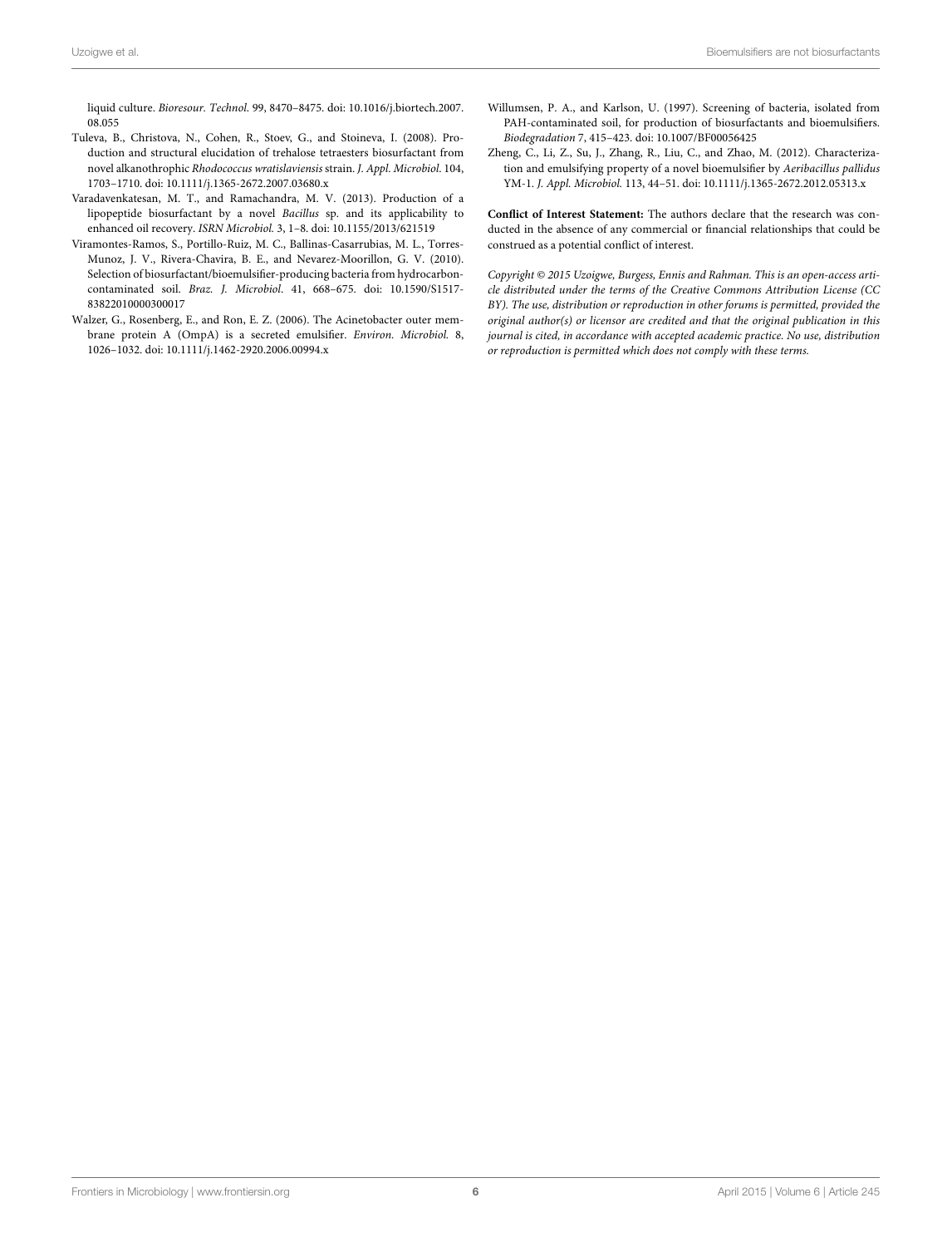liquid culture. *Bioresour. Technol*. 99, 8470–8475. doi: 10.1016/j.biortech.2007.08.055

Tuleva, B., Christova, N., Cohen, R., Stoev, G., and Stoineva, I. (2008). Production and structural elucidation of trehalose tetraesters biosurfactant from novel alkanothrophic *Rhodococcus wratislaviensis* strain. *J. Appl. Microbiol*. 104, 1703–1710. doi: 10.1111/j.1365-2672.2007.03680.x

Varadavenkatesan, M. T., and Ramachandra, M. V. (2013). Production of a lipopeptide biosurfactant by a novel *Bacillus* sp. and its applicability to enhanced oil recovery. *ISRN Microbiol*. 3, 1–8. doi: 10.1155/2013/621519

Viramontes-Ramos, S., Portillo-Ruiz, M. C., Ballinas-Casarrubias, M. L., Torres-Munoz, J. V., Rivera-Chavira, B. E., and Nevarez-Moorillon, G. V. (2010). Selection of biosurfactant/bioemulsifier-producing bacteria from hydrocarbon-contaminated soil. *Braz. J. Microbiol*. 41, 668–675. doi: 10.1590/S1517-83822010000300017

Walzer, G., Rosenberg, E., and Ron, E. Z. (2006). The Acinetobacter outer membrane protein A (OmpA) is a secreted emulsifier. *Environ. Microbiol*. 8, 1026–1032. doi: 10.1111/j.1462-2920.2006.00994.x

Willumsen, P. A., and Karlson, U. (1997). Screening of bacteria, isolated from PAH-contaminated soil, for production of biosurfactants and bioemulsifiers. *Biodegradation* 7, 415–423. doi: 10.1007/BF00056425

Zheng, C., Li, Z., Su, J., Zhang, R., Liu, C., and Zhao, M. (2012). Characterization and emulsifying property of a novel bioemulsifier by *Aeribacillus pallidus* YM-1. *J. Appl. Microbiol*. 113, 44–51. doi: 10.1111/j.1365-2672.2012.05313.x

**Conflict of Interest Statement:** The authors declare that the research was conducted in the absence of any commercial or financial relationships that could be construed as a potential conflict of interest.

*Copyright © 2015 Uzoigwe, Burgess, Ennis and Rahman. This is an open-access article distributed under the terms of the Creative Commons Attribution License (CC BY). The use, distribution or reproduction in other forums is permitted, provided the original author(s) or licensor are credited and that the original publication in this journal is cited, in accordance with accepted academic practice. No use, distribution or reproduction is permitted which does not comply with these terms.*